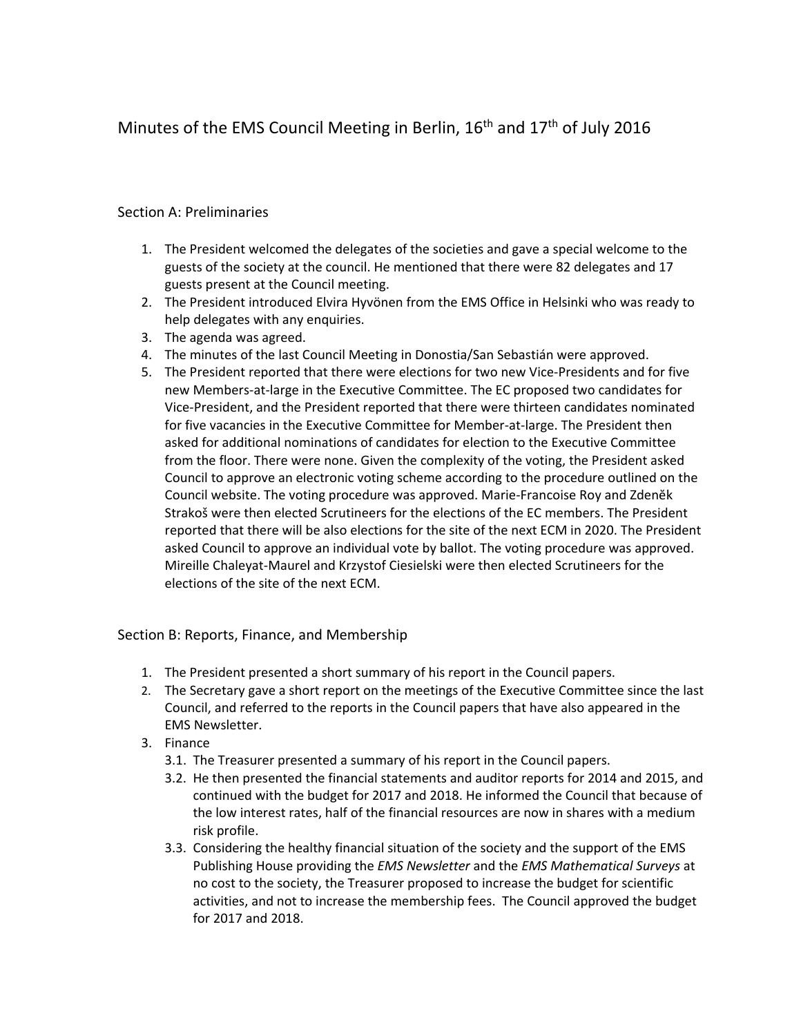# Minutes of the EMS Council Meeting in Berlin, 16th and 17th of July 2016

## Section A: Preliminaries

1. The President welcomed the delegates of the societies and gave a special welcome to the guests of the society at the council. He mentioned that there were 82 delegates and 17 guests present at the Council meeting.
2. The President introduced Elvira Hyvönen from the EMS Office in Helsinki who was ready to help delegates with any enquiries.
3. The agenda was agreed.
4. The minutes of the last Council Meeting in Donostia/San Sebastián were approved.
5. The President reported that there were elections for two new Vice-Presidents and for five new Members-at-large in the Executive Committee. The EC proposed two candidates for Vice-President, and the President reported that there were thirteen candidates nominated for five vacancies in the Executive Committee for Member-at-large. The President then asked for additional nominations of candidates for election to the Executive Committee from the floor. There were none. Given the complexity of the voting, the President asked Council to approve an electronic voting scheme according to the procedure outlined on the Council website. The voting procedure was approved. Marie-Francoise Roy and Zdeněk Strakoš were then elected Scrutineers for the elections of the EC members. The President reported that there will be also elections for the site of the next ECM in 2020. The President asked Council to approve an individual vote by ballot. The voting procedure was approved. Mireille Chaleyat-Maurel and Krzystof Ciesielski were then elected Scrutineers for the elections of the site of the next ECM.

## Section B: Reports, Finance, and Membership

1. The President presented a short summary of his report in the Council papers.
2. The Secretary gave a short report on the meetings of the Executive Committee since the last Council, and referred to the reports in the Council papers that have also appeared in the EMS Newsletter.
3. Finance
   - 3.1. The Treasurer presented a summary of his report in the Council papers.
   - 3.2. He then presented the financial statements and auditor reports for 2014 and 2015, and continued with the budget for 2017 and 2018. He informed the Council that because of the low interest rates, half of the financial resources are now in shares with a medium risk profile.
   - 3.3. Considering the healthy financial situation of the society and the support of the EMS Publishing House providing the *EMS Newsletter* and the *EMS Mathematical Surveys* at no cost to the society, the Treasurer proposed to increase the budget for scientific activities, and not to increase the membership fees. The Council approved the budget for 2017 and 2018.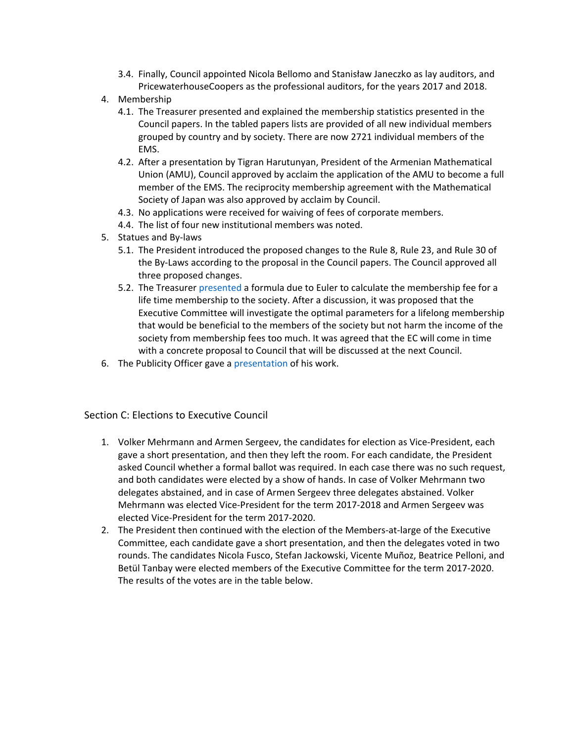3.4. Finally, Council appointed Nicola Bellomo and Stanisław Janeczko as lay auditors, and PricewaterhouseCoopers as the professional auditors, for the years 2017 and 2018.

4. Membership
   4.1. The Treasurer presented and explained the membership statistics presented in the Council papers. In the tabled papers lists are provided of all new individual members grouped by country and by society. There are now 2721 individual members of the EMS.
   4.2. After a presentation by Tigran Harutunyan, President of the Armenian Mathematical Union (AMU), Council approved by acclaim the application of the AMU to become a full member of the EMS. The reciprocity membership agreement with the Mathematical Society of Japan was also approved by acclaim by Council.
   4.3. No applications were received for waiving of fees of corporate members.
   4.4. The list of four new institutional members was noted.

5. Statues and By-laws
   5.1. The President introduced the proposed changes to the Rule 8, Rule 23, and Rule 30 of the By-Laws according to the proposal in the Council papers. The Council approved all three proposed changes.
   5.2. The Treasurer presented a formula due to Euler to calculate the membership fee for a life time membership to the society. After a discussion, it was proposed that the Executive Committee will investigate the optimal parameters for a lifelong membership that would be beneficial to the members of the society but not harm the income of the society from membership fees too much. It was agreed that the EC will come in time with a concrete proposal to Council that will be discussed at the next Council.

6. The Publicity Officer gave a presentation of his work.

## Section C: Elections to Executive Council

1. Volker Mehrmann and Armen Sergeev, the candidates for election as Vice-President, each gave a short presentation, and then they left the room. For each candidate, the President asked Council whether a formal ballot was required. In each case there was no such request, and both candidates were elected by a show of hands. In case of Volker Mehrmann two delegates abstained, and in case of Armen Sergeev three delegates abstained. Volker Mehrmann was elected Vice-President for the term 2017-2018 and Armen Sergeev was elected Vice-President for the term 2017-2020.
2. The President then continued with the election of the Members-at-large of the Executive Committee, each candidate gave a short presentation, and then the delegates voted in two rounds. The candidates Nicola Fusco, Stefan Jackowski, Vicente Muñoz, Beatrice Pelloni, and Betül Tanbay were elected members of the Executive Committee for the term 2017-2020. The results of the votes are in the table below.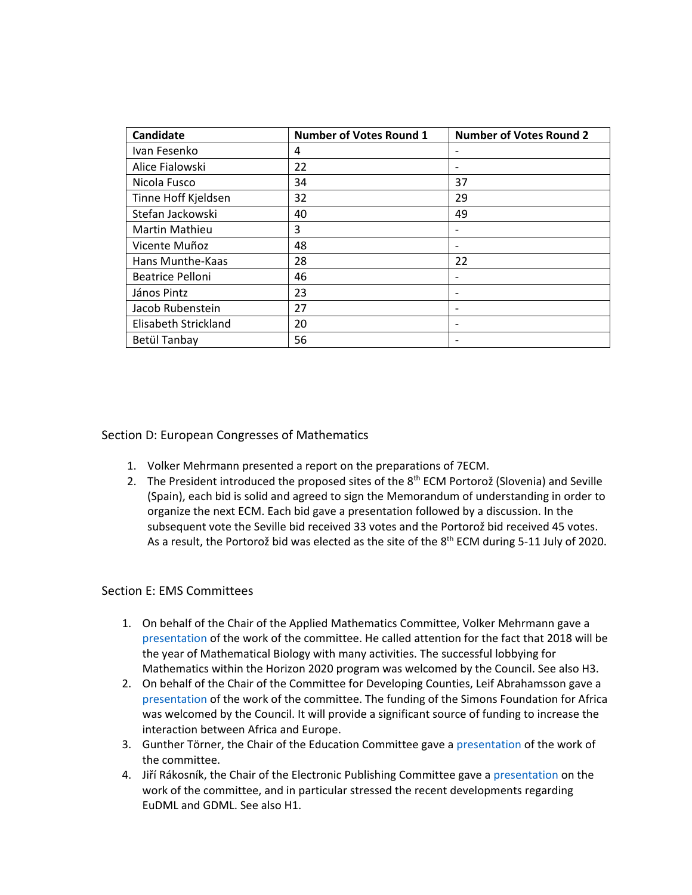| Candidate | Number of Votes Round 1 | Number of Votes Round 2 |
|---|---|---|
| Ivan Fesenko | 4 | - |
| Alice Fialowski | 22 | - |
| Nicola Fusco | 34 | 37 |
| Tinne Hoff Kjeldsen | 32 | 29 |
| Stefan Jackowski | 40 | 49 |
| Martin Mathieu | 3 | - |
| Vicente Muñoz | 48 | - |
| Hans Munthe-Kaas | 28 | 22 |
| Beatrice Pelloni | 46 | - |
| János Pintz | 23 | - |
| Jacob Rubenstein | 27 | - |
| Elisabeth Strickland | 20 | - |
| Betül Tanbay | 56 | - |

## Section D: European Congresses of Mathematics

1. Volker Mehrmann presented a report on the preparations of 7ECM.
2. The President introduced the proposed sites of the 8th ECM Portorož (Slovenia) and Seville (Spain), each bid is solid and agreed to sign the Memorandum of understanding in order to organize the next ECM. Each bid gave a presentation followed by a discussion. In the subsequent vote the Seville bid received 33 votes and the Portorož bid received 45 votes. As a result, the Portorož bid was elected as the site of the 8th ECM during 5-11 July of 2020.

## Section E: EMS Committees

1. On behalf of the Chair of the Applied Mathematics Committee, Volker Mehrmann gave a presentation of the work of the committee. He called attention for the fact that 2018 will be the year of Mathematical Biology with many activities. The successful lobbying for Mathematics within the Horizon 2020 program was welcomed by the Council. See also H3.
2. On behalf of the Chair of the Committee for Developing Counties, Leif Abrahamsson gave a presentation of the work of the committee. The funding of the Simons Foundation for Africa was welcomed by the Council. It will provide a significant source of funding to increase the interaction between Africa and Europe.
3. Gunther Törner, the Chair of the Education Committee gave a presentation of the work of the committee.
4. Jiří Rákosník, the Chair of the Electronic Publishing Committee gave a presentation on the work of the committee, and in particular stressed the recent developments regarding EuDML and GDML. See also H1.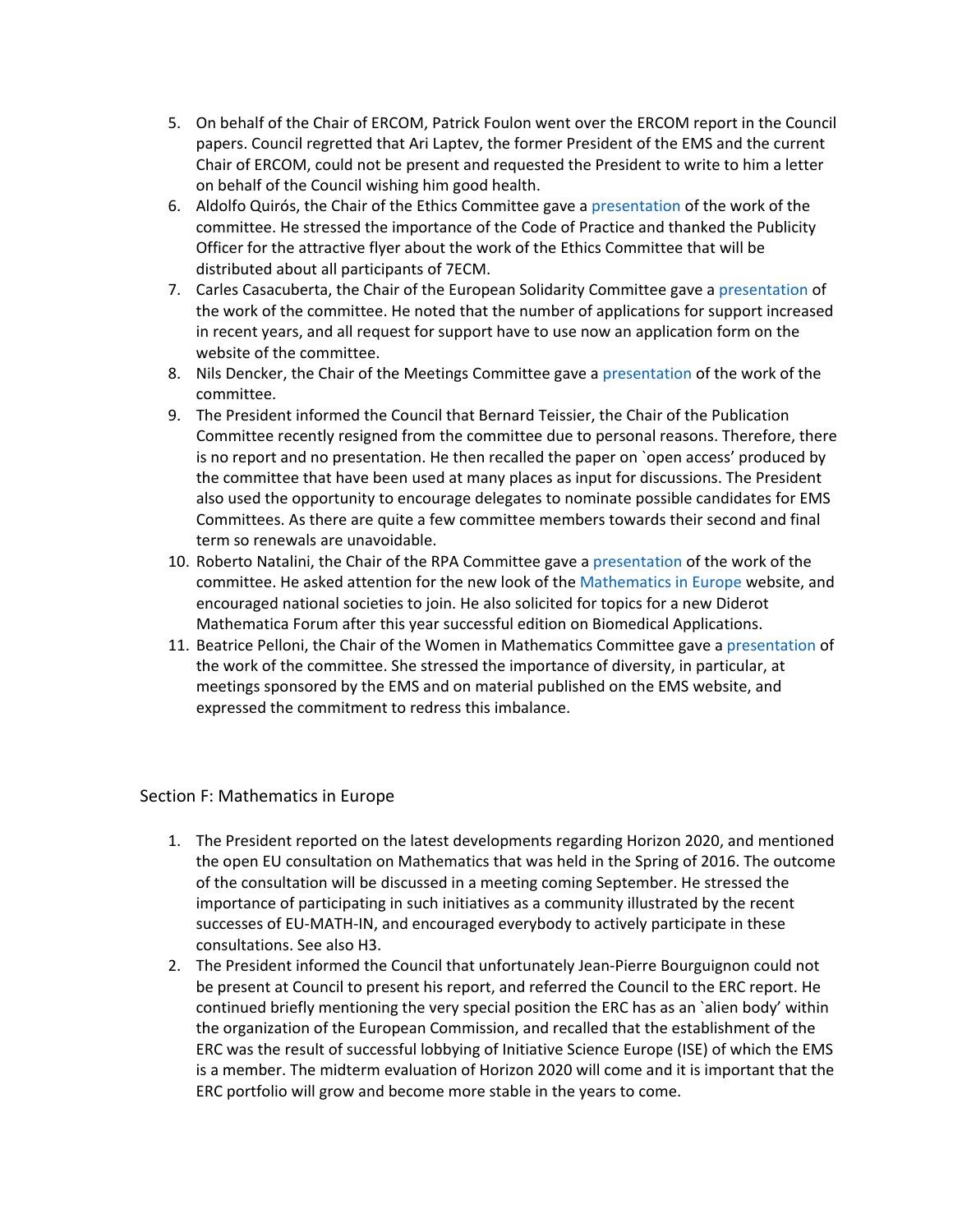5. On behalf of the Chair of ERCOM, Patrick Foulon went over the ERCOM report in the Council papers. Council regretted that Ari Laptev, the former President of the EMS and the current Chair of ERCOM, could not be present and requested the President to write to him a letter on behalf of the Council wishing him good health.
6. Aldolfo Quirós, the Chair of the Ethics Committee gave a presentation of the work of the committee. He stressed the importance of the Code of Practice and thanked the Publicity Officer for the attractive flyer about the work of the Ethics Committee that will be distributed about all participants of 7ECM.
7. Carles Casacuberta, the Chair of the European Solidarity Committee gave a presentation of the work of the committee. He noted that the number of applications for support increased in recent years, and all request for support have to use now an application form on the website of the committee.
8. Nils Dencker, the Chair of the Meetings Committee gave a presentation of the work of the committee.
9. The President informed the Council that Bernard Teissier, the Chair of the Publication Committee recently resigned from the committee due to personal reasons. Therefore, there is no report and no presentation. He then recalled the paper on `open access' produced by the committee that have been used at many places as input for discussions. The President also used the opportunity to encourage delegates to nominate possible candidates for EMS Committees. As there are quite a few committee members towards their second and final term so renewals are unavoidable.
10. Roberto Natalini, the Chair of the RPA Committee gave a presentation of the work of the committee. He asked attention for the new look of the Mathematics in Europe website, and encouraged national societies to join. He also solicited for topics for a new Diderot Mathematica Forum after this year successful edition on Biomedical Applications.
11. Beatrice Pelloni, the Chair of the Women in Mathematics Committee gave a presentation of the work of the committee. She stressed the importance of diversity, in particular, at meetings sponsored by the EMS and on material published on the EMS website, and expressed the commitment to redress this imbalance.

## Section F: Mathematics in Europe

1. The President reported on the latest developments regarding Horizon 2020, and mentioned the open EU consultation on Mathematics that was held in the Spring of 2016. The outcome of the consultation will be discussed in a meeting coming September. He stressed the importance of participating in such initiatives as a community illustrated by the recent successes of EU-MATH-IN, and encouraged everybody to actively participate in these consultations. See also H3.
2. The President informed the Council that unfortunately Jean-Pierre Bourguignon could not be present at Council to present his report, and referred the Council to the ERC report. He continued briefly mentioning the very special position the ERC has as an `alien body' within the organization of the European Commission, and recalled that the establishment of the ERC was the result of successful lobbying of Initiative Science Europe (ISE) of which the EMS is a member. The midterm evaluation of Horizon 2020 will come and it is important that the ERC portfolio will grow and become more stable in the years to come.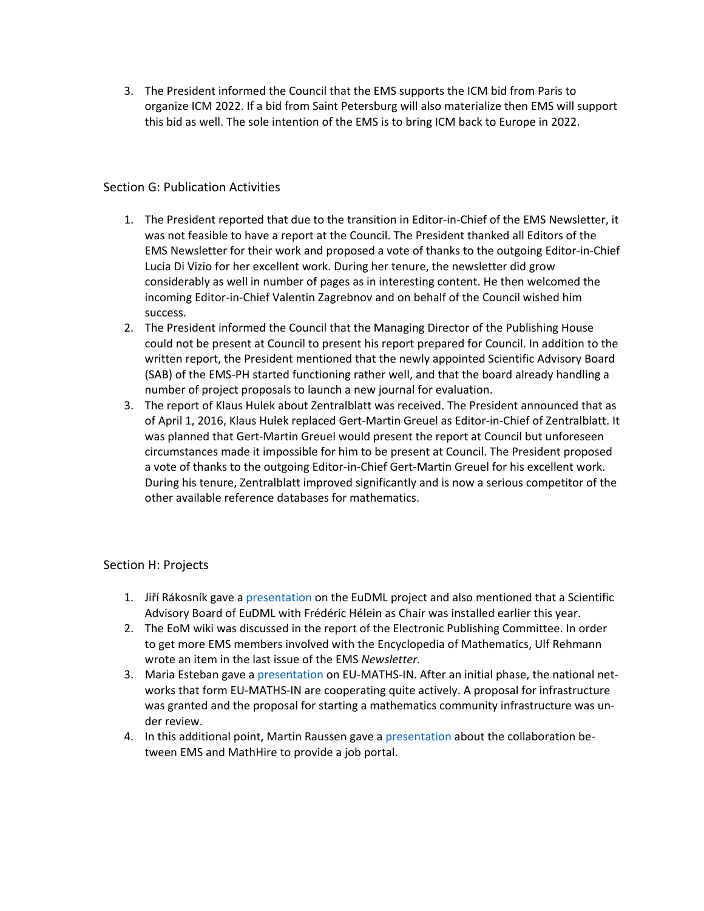3. The President informed the Council that the EMS supports the ICM bid from Paris to organize ICM 2022. If a bid from Saint Petersburg will also materialize then EMS will support this bid as well. The sole intention of the EMS is to bring ICM back to Europe in 2022.

## Section G: Publication Activities

1. The President reported that due to the transition in Editor-in-Chief of the EMS Newsletter, it was not feasible to have a report at the Council. The President thanked all Editors of the EMS Newsletter for their work and proposed a vote of thanks to the outgoing Editor-in-Chief Lucia Di Vizio for her excellent work. During her tenure, the newsletter did grow considerably as well in number of pages as in interesting content. He then welcomed the incoming Editor-in-Chief Valentin Zagrebnov and on behalf of the Council wished him success.
2. The President informed the Council that the Managing Director of the Publishing House could not be present at Council to present his report prepared for Council. In addition to the written report, the President mentioned that the newly appointed Scientific Advisory Board (SAB) of the EMS-PH started functioning rather well, and that the board already handling a number of project proposals to launch a new journal for evaluation.
3. The report of Klaus Hulek about Zentralblatt was received. The President announced that as of April 1, 2016, Klaus Hulek replaced Gert-Martin Greuel as Editor-in-Chief of Zentralblatt. It was planned that Gert-Martin Greuel would present the report at Council but unforeseen circumstances made it impossible for him to be present at Council. The President proposed a vote of thanks to the outgoing Editor-in-Chief Gert-Martin Greuel for his excellent work. During his tenure, Zentralblatt improved significantly and is now a serious competitor of the other available reference databases for mathematics.

## Section H: Projects

1. Jiří Rákosník gave a presentation on the EuDML project and also mentioned that a Scientific Advisory Board of EuDML with Frédéric Hélein as Chair was installed earlier this year.
2. The EoM wiki was discussed in the report of the Electronic Publishing Committee. In order to get more EMS members involved with the Encyclopedia of Mathematics, Ulf Rehmann wrote an item in the last issue of the EMS *Newsletter.*
3. Maria Esteban gave a presentation on EU-MATHS-IN. After an initial phase, the national networks that form EU-MATHS-IN are cooperating quite actively. A proposal for infrastructure was granted and the proposal for starting a mathematics community infrastructure was under review.
4. In this additional point, Martin Raussen gave a presentation about the collaboration between EMS and MathHire to provide a job portal.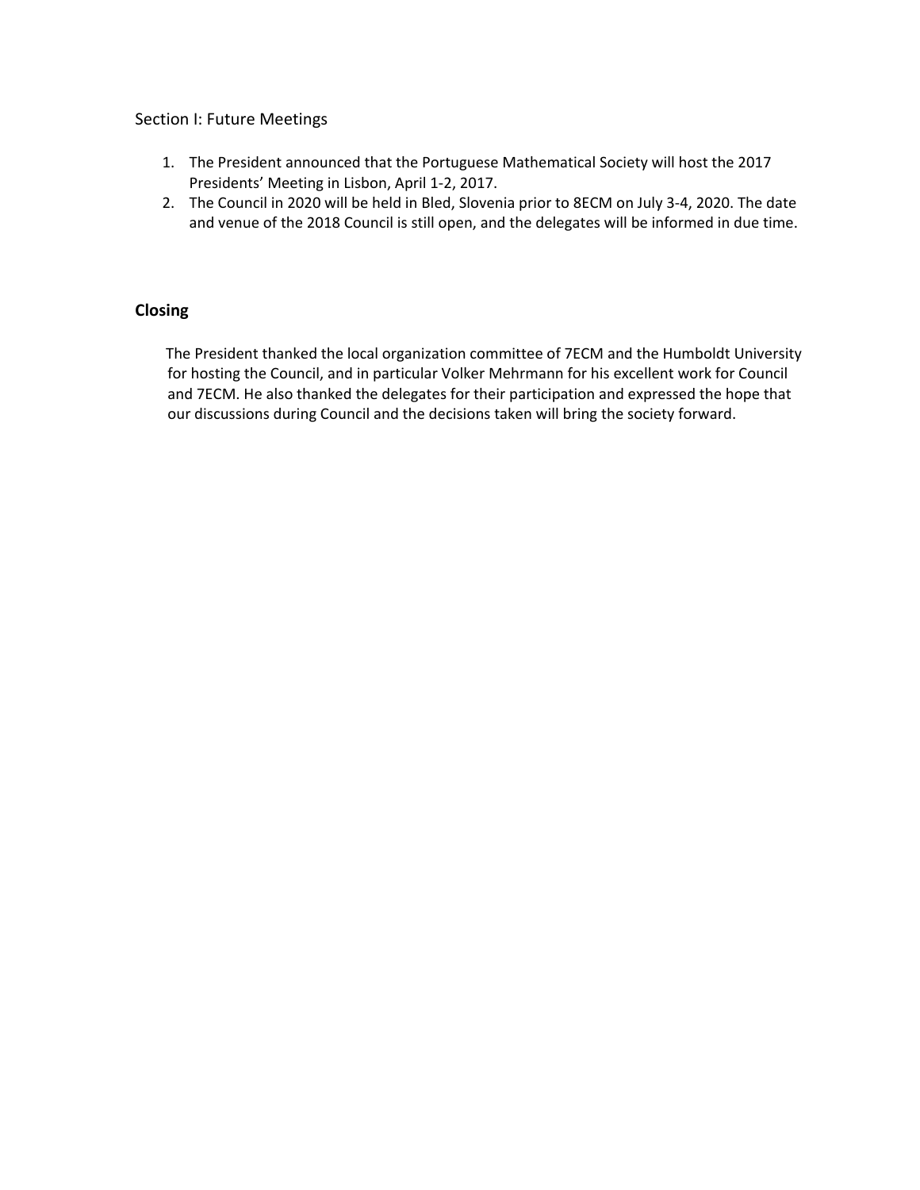## Section I: Future Meetings

1. The President announced that the Portuguese Mathematical Society will host the 2017 Presidents' Meeting in Lisbon, April 1-2, 2017.
2. The Council in 2020 will be held in Bled, Slovenia prior to 8ECM on July 3-4, 2020. The date and venue of the 2018 Council is still open, and the delegates will be informed in due time.

## **Closing**

The President thanked the local organization committee of 7ECM and the Humboldt University for hosting the Council, and in particular Volker Mehrmann for his excellent work for Council and 7ECM. He also thanked the delegates for their participation and expressed the hope that our discussions during Council and the decisions taken will bring the society forward.